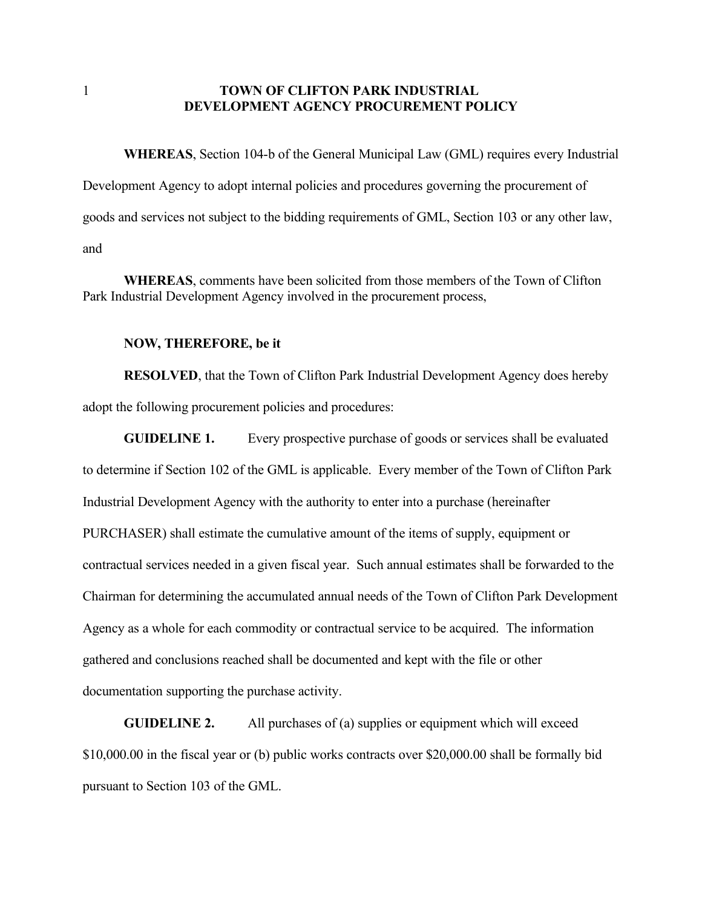# TOWN OF CLIFTON PARK INDUSTRIAL DEVELOPMENT AGENCY PROCUREMENT POLICY

**WHEREAS**, Section 104-b of the General Municipal Law (GML) requires every Industrial Development Agency to adopt internal policies and procedures governing the procurement of goods and services not subject to the bidding requirements of GML, Section 103 or any other law, and

**WHEREAS**, comments have been solicited from those members of the Town of Clifton Park Industrial Development Agency involved in the procurement process,

**NOW, THEREFORE, be it**

**RESOLVED**, that the Town of Clifton Park Industrial Development Agency does hereby adopt the following procurement policies and procedures:

**GUIDELINE 1.** Every prospective purchase of goods or services shall be evaluated to determine if Section 102 of the GML is applicable. Every member of the Town of Clifton Park Industrial Development Agency with the authority to enter into a purchase (hereinafter PURCHASER) shall estimate the cumulative amount of the items of supply, equipment or contractual services needed in a given fiscal year. Such annual estimates shall be forwarded to the Chairman for determining the accumulated annual needs of the Town of Clifton Park Development Agency as a whole for each commodity or contractual service to be acquired. The information gathered and conclusions reached shall be documented and kept with the file or other documentation supporting the purchase activity.

**GUIDELINE 2.** All purchases of (a) supplies or equipment which will exceed $10,000.00 in the fiscal year or (b) public works contracts over $20,000.00 shall be formally bid pursuant to Section 103 of the GML.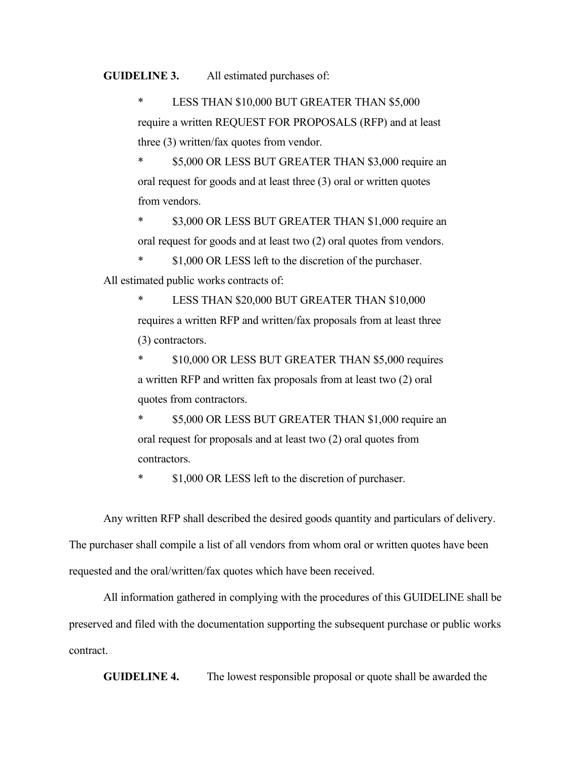**GUIDELINE 3.** All estimated purchases of:

* LESS THAN $10,000 BUT GREATER THAN $5,000 require a written REQUEST FOR PROPOSALS (RFP) and at least three (3) written/fax quotes from vendor.
* $5,000 OR LESS BUT GREATER THAN $3,000 require an oral request for goods and at least three (3) oral or written quotes from vendors.
* $3,000 OR LESS BUT GREATER THAN $1,000 require an oral request for goods and at least two (2) oral quotes from vendors.
* $1,000 OR LESS left to the discretion of the purchaser.

All estimated public works contracts of:

* LESS THAN $20,000 BUT GREATER THAN $10,000 requires a written RFP and written/fax proposals from at least three (3) contractors.
* $10,000 OR LESS BUT GREATER THAN $5,000 requires a written RFP and written fax proposals from at least two (2) oral quotes from contractors.
* $5,000 OR LESS BUT GREATER THAN $1,000 require an oral request for proposals and at least two (2) oral quotes from contractors.
* $1,000 OR LESS left to the discretion of purchaser.

Any written RFP shall described the desired goods quantity and particulars of delivery. The purchaser shall compile a list of all vendors from whom oral or written quotes have been requested and the oral/written/fax quotes which have been received.

All information gathered in complying with the procedures of this GUIDELINE shall be preserved and filed with the documentation supporting the subsequent purchase or public works contract.

**GUIDELINE 4.** The lowest responsible proposal or quote shall be awarded the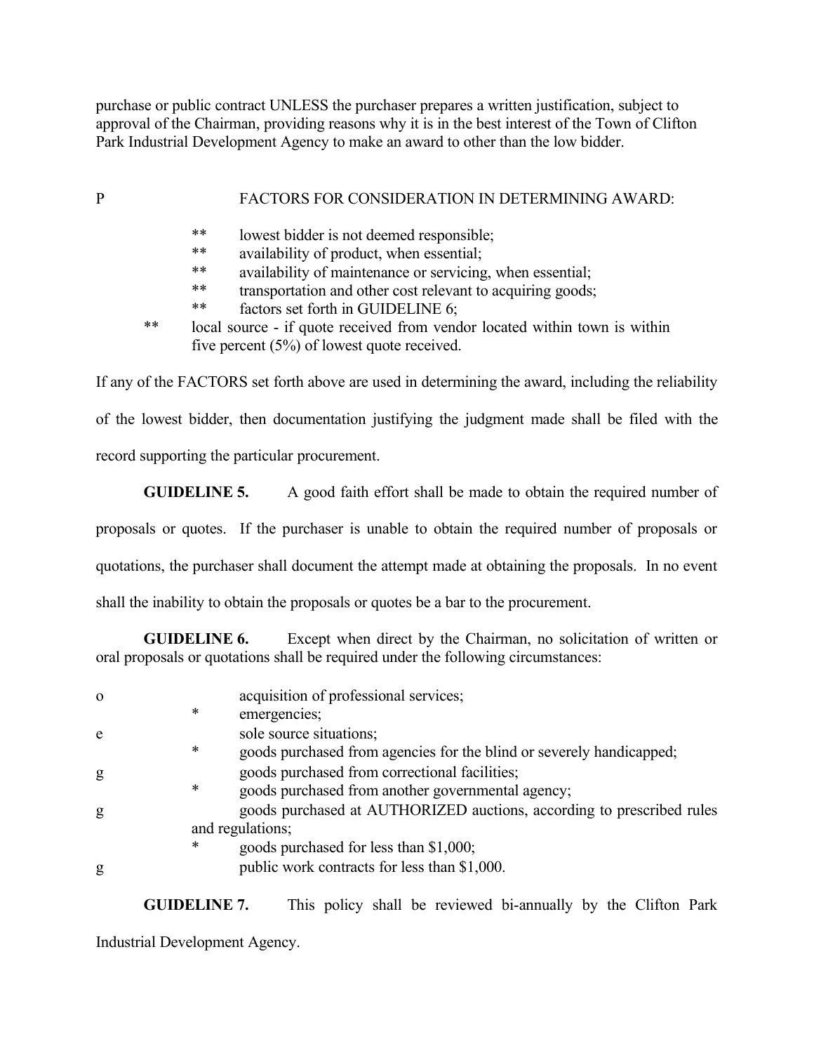purchase or public contract UNLESS the purchaser prepares a written justification, subject to approval of the Chairman, providing reasons why it is in the best interest of the Town of Clifton Park Industrial Development Agency to make an award to other than the low bidder.

P FACTORS FOR CONSIDERATION IN DETERMINING AWARD:

- ** lowest bidder is not deemed responsible;
- ** availability of product, when essential;
- ** availability of maintenance or servicing, when essential;
- ** transportation and other cost relevant to acquiring goods;
- ** factors set forth in GUIDELINE 6;
- ** local source - if quote received from vendor located within town is within five percent (5%) of lowest quote received.

If any of the FACTORS set forth above are used in determining the award, including the reliability of the lowest bidder, then documentation justifying the judgment made shall be filed with the record supporting the particular procurement.

**GUIDELINE 5.** A good faith effort shall be made to obtain the required number of proposals or quotes. If the purchaser is unable to obtain the required number of proposals or quotations, the purchaser shall document the attempt made at obtaining the proposals. In no event shall the inability to obtain the proposals or quotes be a bar to the procurement.

**GUIDELINE 6.** Except when direct by the Chairman, no solicitation of written or oral proposals or quotations shall be required under the following circumstances:

- o acquisition of professional services;
- * emergencies;
- e sole source situations;
- * goods purchased from agencies for the blind or severely handicapped;
- g goods purchased from correctional facilities;
- * goods purchased from another governmental agency;
- g goods purchased at AUTHORIZED auctions, according to prescribed rules and regulations;
- * goods purchased for less than $1,000;
- g public work contracts for less than $1,000.

**GUIDELINE 7.** This policy shall be reviewed bi-annually by the Clifton Park Industrial Development Agency.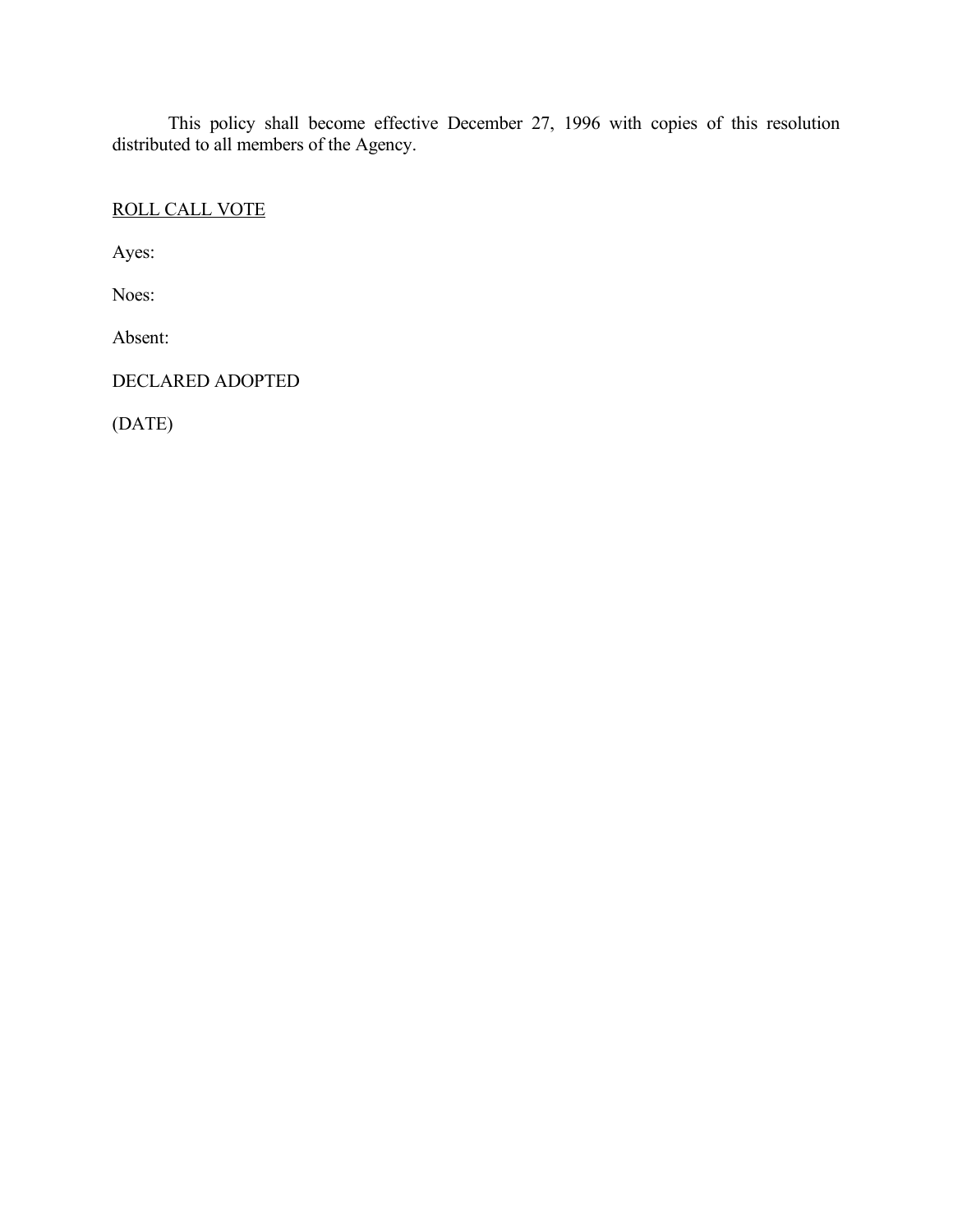This policy shall become effective December 27, 1996 with copies of this resolution distributed to all members of the Agency.

<u>ROLL CALL VOTE</u>

Ayes:

Noes:

Absent:

DECLARED ADOPTED

(DATE)